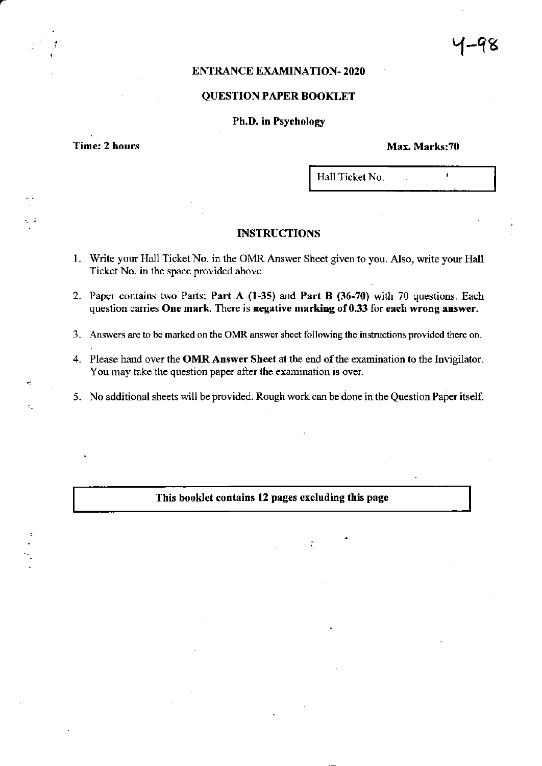Y-98

## ENTRANCE EXAMINATION- 2020

## QUESTION PAPER BOOKLET

### Ph.D. in Psychology

**Time: 2 hours** **Max. Marks:70**

| Hall Ticket No. |
|---|

### INSTRUCTIONS

1. Write your Hall Ticket No. in the OMR Answer Sheet given to you. Also, write your Hall Ticket No. in the space provided above
2. Paper contains two Parts: **Part A (1-35)** and **Part B (36-70)** with 70 questions. Each question carries **One mark**. There is **negative marking of 0.33** for **each wrong answer.**
3. Answers are to be marked on the OMR answer sheet following the instructions provided there on.
4. Please hand over the **OMR Answer Sheet** at the end of the examination to the Invigilator. You may take the question paper after the examination is over.
5. No additional sheets will be provided. Rough work can be done in the Question Paper itself.

**This booklet contains 12 pages excluding this page**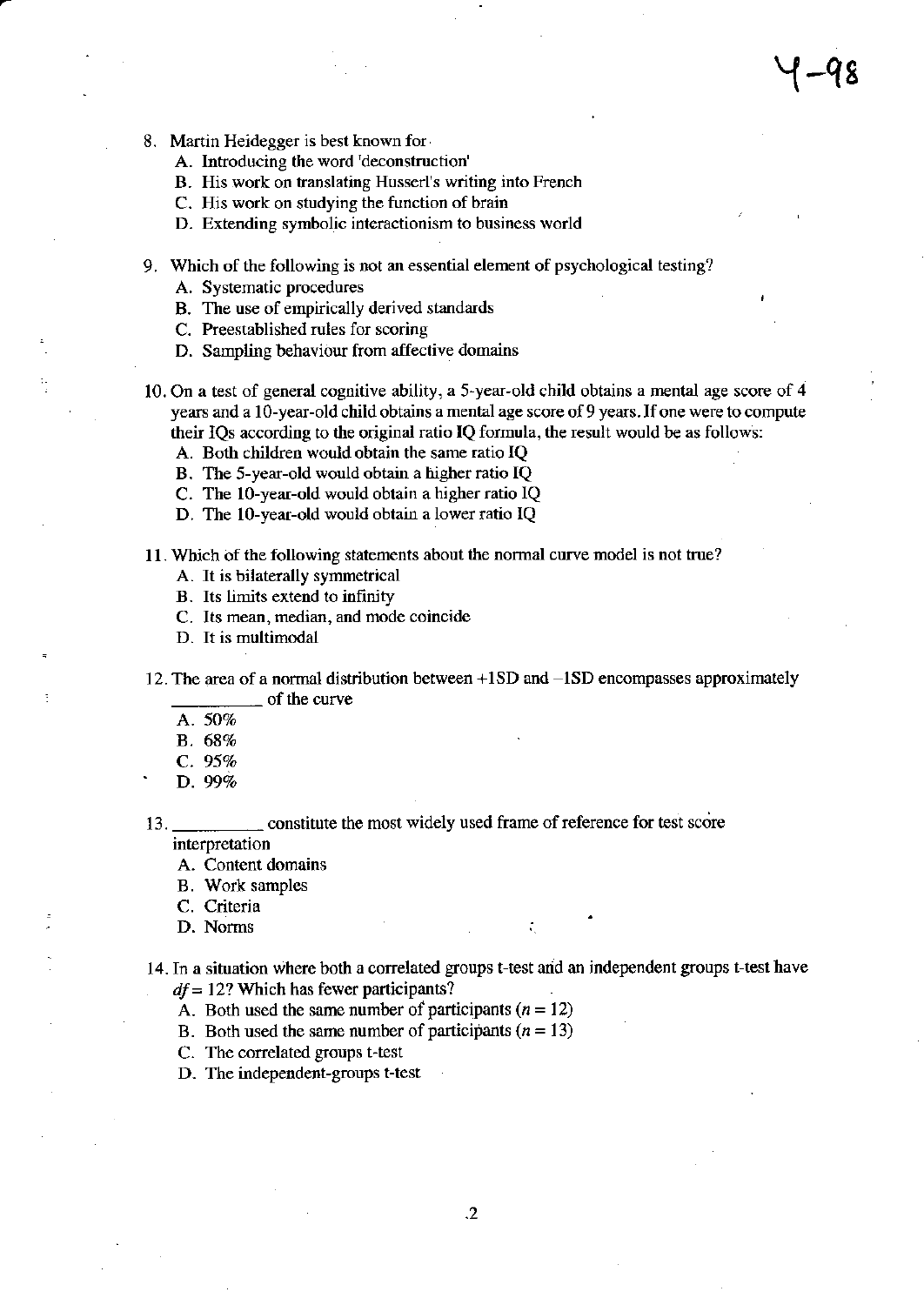8. Martin Heidegger is best known for
   - A. Introducing the word 'deconstruction'
   - B. His work on translating Husserl's writing into French
   - C. His work on studying the function of brain
   - D. Extending symbolic interactionism to business world

9. Which of the following is not an essential element of psychological testing?
   - A. Systematic procedures
   - B. The use of empirically derived standards
   - C. Preestablished rules for scoring
   - D. Sampling behaviour from affective domains

10. On a test of general cognitive ability, a 5-year-old child obtains a mental age score of 4 years and a 10-year-old child obtains a mental age score of 9 years. If one were to compute their IQs according to the original ratio IQ formula, the result would be as follows:
    - A. Both children would obtain the same ratio IQ
    - B. The 5-year-old would obtain a higher ratio IQ
    - C. The 10-year-old would obtain a higher ratio IQ
    - D. The 10-year-old would obtain a lower ratio IQ

11. Which of the following statements about the normal curve model is not true?
    - A. It is bilaterally symmetrical
    - B. Its limits extend to infinity
    - C. Its mean, median, and mode coincide
    - D. It is multimodal

12. The area of a normal distribution between +1SD and –1SD encompasses approximately __________ of the curve
    - A. 50%
    - B. 68%
    - C. 95%
    - D. 99%

13. __________ constitute the most widely used frame of reference for test score interpretation
    - A. Content domains
    - B. Work samples
    - C. Criteria
    - D. Norms

14. In a situation where both a correlated groups t-test and an independent groups t-test have $df = 12$? Which has fewer participants?
    - A. Both used the same number of participants ($n = 12$)
    - B. Both used the same number of participants ($n = 13$)
    - C. The correlated groups t-test
    - D. The independent-groups t-test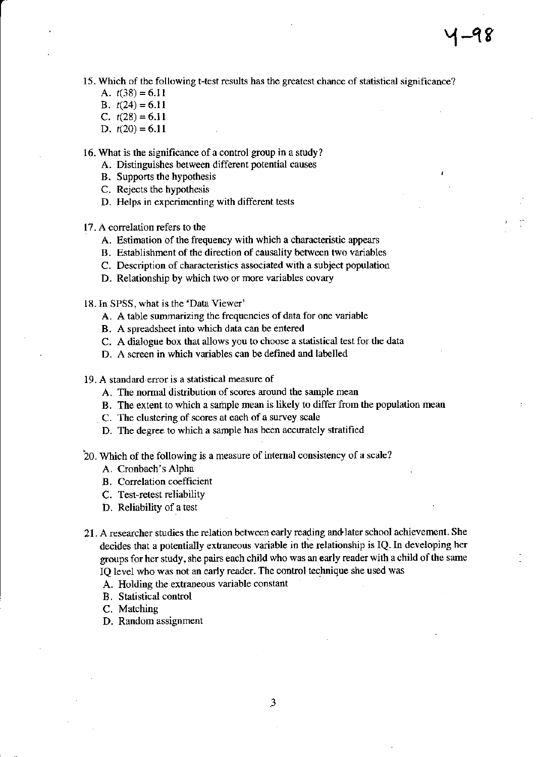15. Which of the following t-test results has the greatest chance of statistical significance?
    A. $t(38) = 6.11$
    B. $t(24) = 6.11$
    C. $t(28) = 6.11$
    D. $t(20) = 6.11$

16. What is the significance of a control group in a study?
    A. Distinguishes between different potential causes
    B. Supports the hypothesis
    C. Rejects the hypothesis
    D. Helps in experimenting with different tests

17. A correlation refers to the
    A. Estimation of the frequency with which a characteristic appears
    B. Establishment of the direction of causality between two variables
    C. Description of characteristics associated with a subject population
    D. Relationship by which two or more variables covary

18. In SPSS, what is the 'Data Viewer'
    A. A table summarizing the frequencies of data for one variable
    B. A spreadsheet into which data can be entered
    C. A dialogue box that allows you to choose a statistical test for the data
    D. A screen in which variables can be defined and labelled

19. A standard error is a statistical measure of
    A. The normal distribution of scores around the sample mean
    B. The extent to which a sample mean is likely to differ from the population mean
    C. The clustering of scores at each of a survey scale
    D. The degree to which a sample has been accurately stratified

20. Which of the following is a measure of internal consistency of a scale?
    A. Cronbach's Alpha
    B. Correlation coefficient
    C. Test-retest reliability
    D. Reliability of a test

21. A researcher studies the relation between early reading and later school achievement. She decides that a potentially extraneous variable in the relationship is IQ. In developing her groups for her study, she pairs each child who was an early reader with a child of the same IQ level who was not an early reader. The control technique she used was
    A. Holding the extraneous variable constant
    B. Statistical control
    C. Matching
    D. Random assignment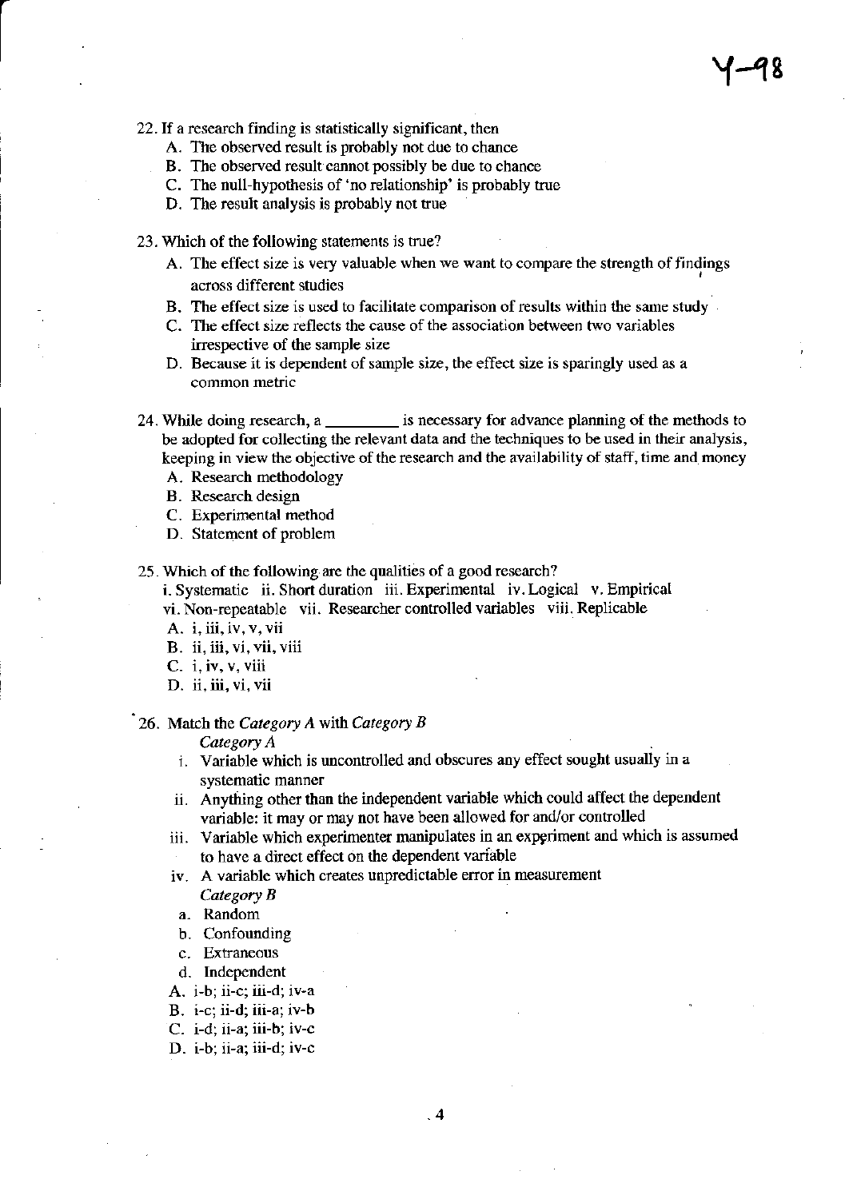22. If a research finding is statistically significant, then
   A. The observed result is probably not due to chance
   B. The observed result cannot possibly be due to chance
   C. The null-hypothesis of 'no relationship' is probably true
   D. The result analysis is probably not true

23. Which of the following statements is true?
   A. The effect size is very valuable when we want to compare the strength of findings across different studies
   B. The effect size is used to facilitate comparison of results within the same study
   C. The effect size reflects the cause of the association between two variables irrespective of the sample size
   D. Because it is dependent of sample size, the effect size is sparingly used as a common metric

24. While doing research, a _________ is necessary for advance planning of the methods to be adopted for collecting the relevant data and the techniques to be used in their analysis, keeping in view the objective of the research and the availability of staff, time and money
   A. Research methodology
   B. Research design
   C. Experimental method
   D. Statement of problem

25. Which of the following are the qualities of a good research?
   i. Systematic ii. Short duration iii. Experimental iv. Logical v. Empirical
   vi. Non-repeatable vii. Researcher controlled variables viii. Replicable
   A. i, iii, iv, v, vii
   B. ii, iii, vi, vii, viii
   C. i, iv, v, viii
   D. ii, iii, vi, vii

26. Match the *Category A* with *Category B*

   *Category A*
   i. Variable which is uncontrolled and obscures any effect sought usually in a systematic manner
   ii. Anything other than the independent variable which could affect the dependent variable: it may or may not have been allowed for and/or controlled
   iii. Variable which experimenter manipulates in an experiment and which is assumed to have a direct effect on the dependent variable
   iv. A variable which creates unpredictable error in measurement

   *Category B*
   a. Random
   b. Confounding
   c. Extraneous
   d. Independent

   A. i-b; ii-c; iii-d; iv-a
   B. i-c; ii-d; iii-a; iv-b
   C. i-d; ii-a; iii-b; iv-c
   D. i-b; ii-a; iii-d; iv-c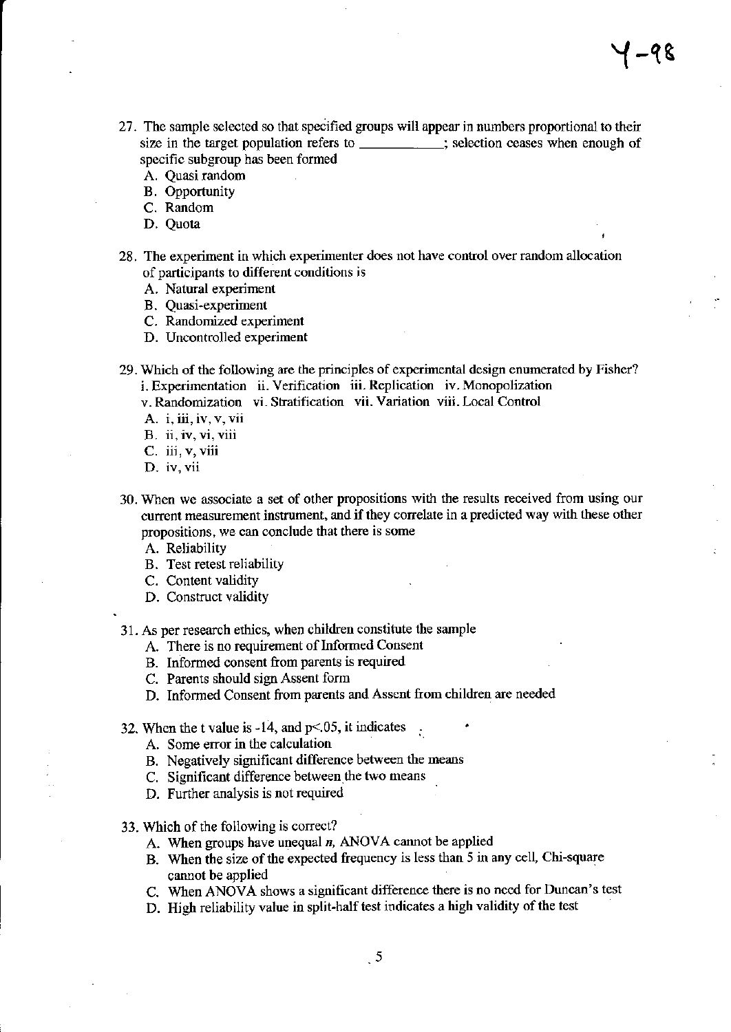27. The sample selected so that specified groups will appear in numbers proportional to their size in the target population refers to ___________; selection ceases when enough of specific subgroup has been formed
   - A. Quasi random
   - B. Opportunity
   - C. Random
   - D. Quota

28. The experiment in which experimenter does not have control over random allocation of participants to different conditions is
   - A. Natural experiment
   - B. Quasi-experiment
   - C. Randomized experiment
   - D. Uncontrolled experiment

29. Which of the following are the principles of experimental design enumerated by Fisher?
   i. Experimentation ii. Verification iii. Replication iv. Monopolization
   v. Randomization vi. Stratification vii. Variation viii. Local Control
   - A. i, iii, iv, v, vii
   - B. ii, iv, vi, viii
   - C. iii, v, viii
   - D. iv, vii

30. When we associate a set of other propositions with the results received from using our current measurement instrument, and if they correlate in a predicted way with these other propositions, we can conclude that there is some
   - A. Reliability
   - B. Test retest reliability
   - C. Content validity
   - D. Construct validity

31. As per research ethics, when children constitute the sample
   - A. There is no requirement of Informed Consent
   - B. Informed consent from parents is required
   - C. Parents should sign Assent form
   - D. Informed Consent from parents and Assent from children are needed

32. When the t value is -14, and $p < .05$, it indicates
   - A. Some error in the calculation
   - B. Negatively significant difference between the means
   - C. Significant difference between the two means
   - D. Further analysis is not required

33. Which of the following is correct?
   - A. When groups have unequal $n$, ANOVA cannot be applied
   - B. When the size of the expected frequency is less than 5 in any cell, Chi-square cannot be applied
   - C. When ANOVA shows a significant difference there is no need for Duncan's test
   - D. High reliability value in split-half test indicates a high validity of the test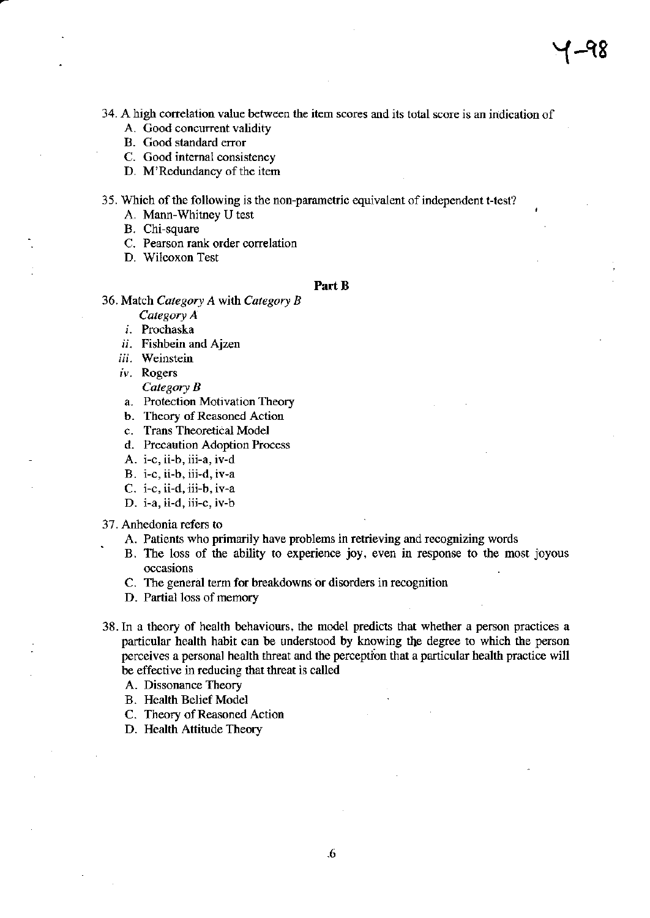34. A high correlation value between the item scores and its total score is an indication of
    A. Good concurrent validity
    B. Good standard error
    C. Good internal consistency
    D. M'Redundancy of the item

35. Which of the following is the non-parametric equivalent of independent t-test?
    A. Mann-Whitney U test
    B. Chi-square
    C. Pearson rank order correlation
    D. Wilcoxon Test

## Part B

36. Match *Category A* with *Category B*

    *Category A*
    - *i.* Prochaska
    - *ii.* Fishbein and Ajzen
    - *iii.* Weinstein
    - *iv.* Rogers

    *Category B*
    - a. Protection Motivation Theory
    - b. Theory of Reasoned Action
    - c. Trans Theoretical Model
    - d. Precaution Adoption Process

    A. i-c, ii-b, iii-a, iv-d
    B. i-c, ii-b, iii-d, iv-a
    C. i-c, ii-d, iii-b, iv-a
    D. i-a, ii-d, iii-c, iv-b

37. Anhedonia refers to
    A. Patients who primarily have problems in retrieving and recognizing words
    B. The loss of the ability to experience joy, even in response to the most joyous occasions
    C. The general term for breakdowns or disorders in recognition
    D. Partial loss of memory

38. In a theory of health behaviours, the model predicts that whether a person practices a particular health habit can be understood by knowing the degree to which the person perceives a personal health threat and the perception that a particular health practice will be effective in reducing that threat is called
    A. Dissonance Theory
    B. Health Belief Model
    C. Theory of Reasoned Action
    D. Health Attitude Theory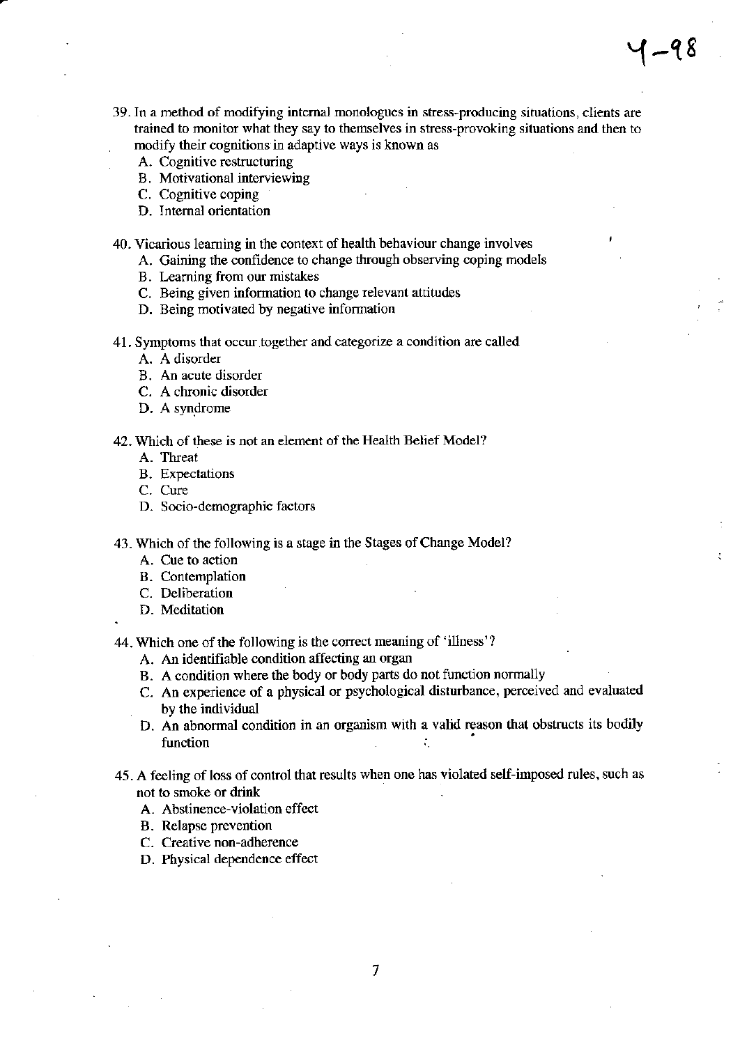Y-98

39. In a method of modifying internal monologues in stress-producing situations, clients are trained to monitor what they say to themselves in stress-provoking situations and then to modify their cognitions in adaptive ways is known as
    A. Cognitive restructuring
    B. Motivational interviewing
    C. Cognitive coping
    D. Internal orientation

40. Vicarious learning in the context of health behaviour change involves
    A. Gaining the confidence to change through observing coping models
    B. Learning from our mistakes
    C. Being given information to change relevant attitudes
    D. Being motivated by negative information

41. Symptoms that occur together and categorize a condition are called
    A. A disorder
    B. An acute disorder
    C. A chronic disorder
    D. A syndrome

42. Which of these is not an element of the Health Belief Model?
    A. Threat
    B. Expectations
    C. Cure
    D. Socio-demographic factors

43. Which of the following is a stage in the Stages of Change Model?
    A. Cue to action
    B. Contemplation
    C. Deliberation
    D. Meditation

44. Which one of the following is the correct meaning of 'illness'?
    A. An identifiable condition affecting an organ
    B. A condition where the body or body parts do not function normally
    C. An experience of a physical or psychological disturbance, perceived and evaluated by the individual
    D. An abnormal condition in an organism with a valid reason that obstructs its bodily function

45. A feeling of loss of control that results when one has violated self-imposed rules, such as not to smoke or drink
    A. Abstinence-violation effect
    B. Relapse prevention
    C. Creative non-adherence
    D. Physical dependence effect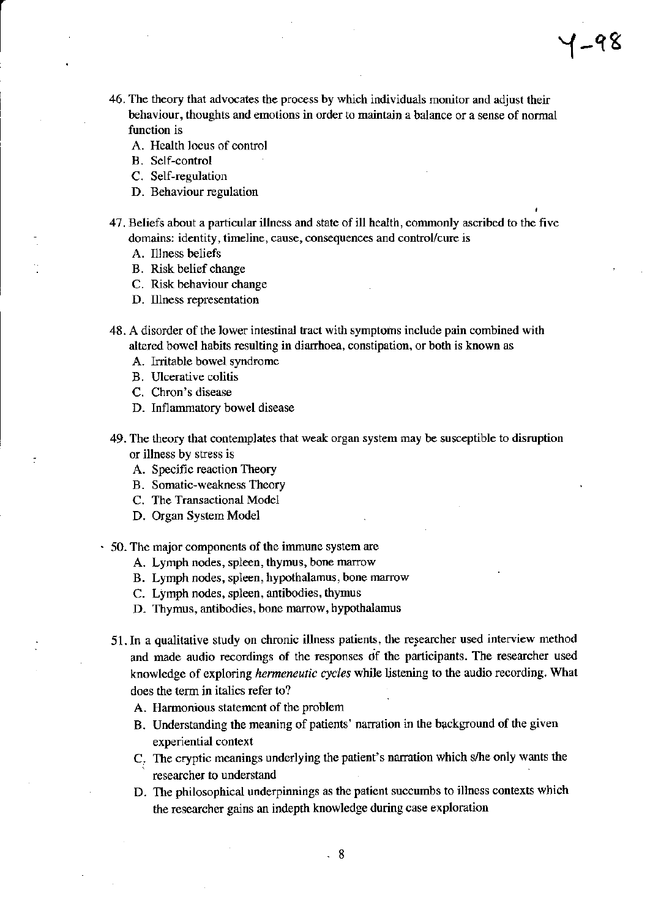46. The theory that advocates the process by which individuals monitor and adjust their behaviour, thoughts and emotions in order to maintain a balance or a sense of normal function is
    - A. Health locus of control
    - B. Self-control
    - C. Self-regulation
    - D. Behaviour regulation

47. Beliefs about a particular illness and state of ill health, commonly ascribed to the five domains: identity, timeline, cause, consequences and control/cure is
    - A. Illness beliefs
    - B. Risk belief change
    - C. Risk behaviour change
    - D. Illness representation

48. A disorder of the lower intestinal tract with symptoms include pain combined with altered bowel habits resulting in diarrhoea, constipation, or both is known as
    - A. Irritable bowel syndrome
    - B. Ulcerative colitis
    - C. Chron's disease
    - D. Inflammatory bowel disease

49. The theory that contemplates that weak organ system may be susceptible to disruption or illness by stress is
    - A. Specific reaction Theory
    - B. Somatic-weakness Theory
    - C. The Transactional Model
    - D. Organ System Model

50. The major components of the immune system are
    - A. Lymph nodes, spleen, thymus, bone marrow
    - B. Lymph nodes, spleen, hypothalamus, bone marrow
    - C. Lymph nodes, spleen, antibodies, thymus
    - D. Thymus, antibodies, bone marrow, hypothalamus

51. In a qualitative study on chronic illness patients, the researcher used interview method and made audio recordings of the responses of the participants. The researcher used knowledge of exploring *hermeneutic cycles* while listening to the audio recording. What does the term in italics refer to?
    - A. Harmonious statement of the problem
    - B. Understanding the meaning of patients' narration in the background of the given experiential context
    - C. The cryptic meanings underlying the patient's narration which s/he only wants the researcher to understand
    - D. The philosophical underpinnings as the patient succumbs to illness contexts which the researcher gains an indepth knowledge during case exploration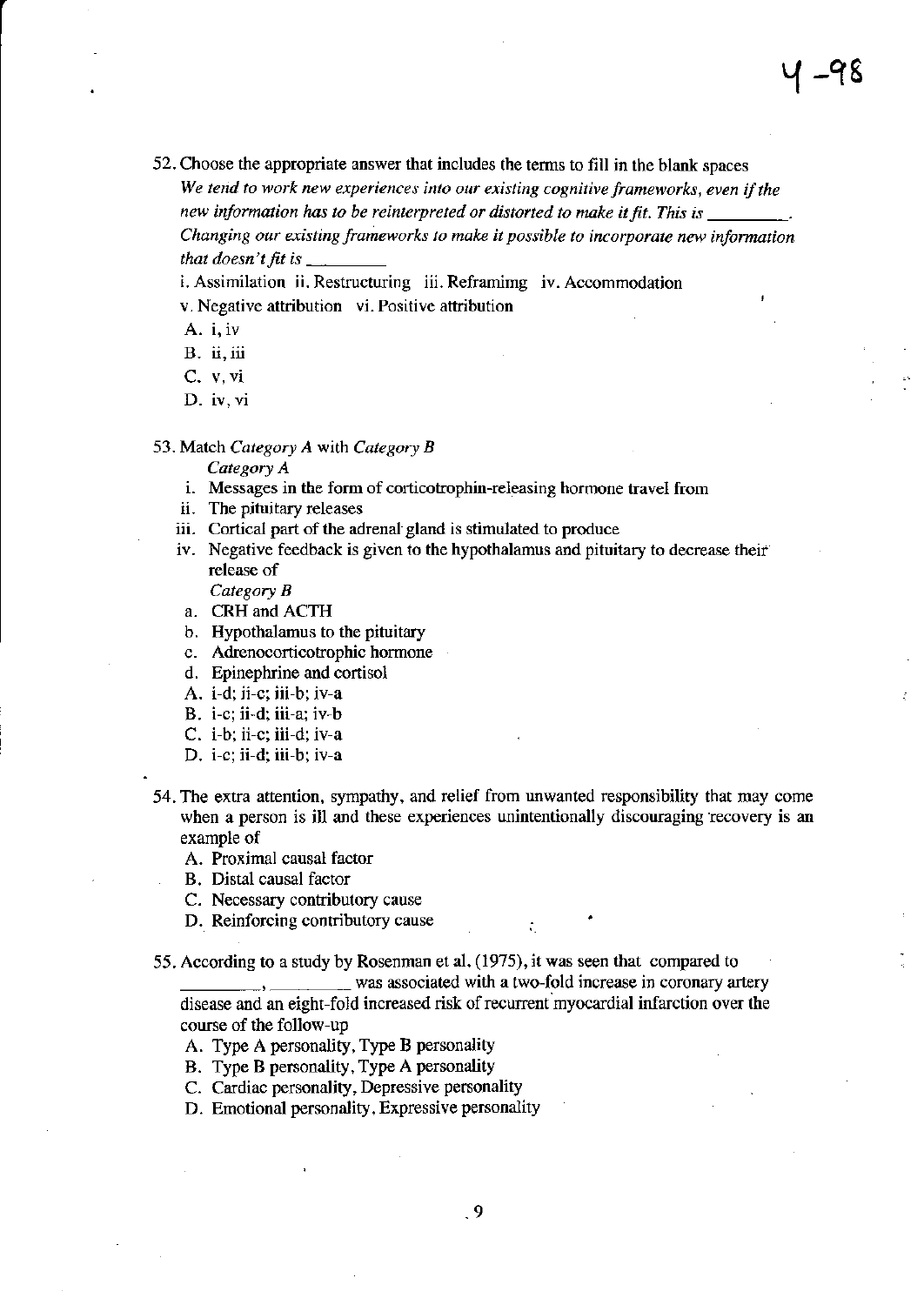52. Choose the appropriate answer that includes the terms to fill in the blank spaces
*We tend to work new experiences into our existing cognitive frameworks, even if the new information has to be reinterpreted or distorted to make it fit. This is \_\_\_\_\_\_\_\_\_. Changing our existing frameworks to make it possible to incorporate new information that doesn't fit is \_\_\_\_\_\_\_\_\_*

i. Assimilation ii. Restructuring iii. Reframimg iv. Accommodation
v. Negative attribution vi. Positive attribution

A. i, iv
B. ii, iii
C. v, vi
D. iv, vi

53. Match *Category A* with *Category B*

*Category A*

i. Messages in the form of corticotrophin-releasing hormone travel from
ii. The pituitary releases
iii. Cortical part of the adrenal gland is stimulated to produce
iv. Negative feedback is given to the hypothalamus and pituitary to decrease their release of

*Category B*

a. CRH and ACTH
b. Hypothalamus to the pituitary
c. Adrenocorticotrophic hormone
d. Epinephrine and cortisol

A. i-d; ii-c; iii-b; iv-a
B. i-c; ii-d; iii-a; iv-b
C. i-b; ii-c; iii-d; iv-a
D. i-c; ii-d; iii-b; iv-a

54. The extra attention, sympathy, and relief from unwanted responsibility that may come when a person is ill and these experiences unintentionally discouraging recovery is an example of

A. Proximal causal factor
B. Distal causal factor
C. Necessary contributory cause
D. Reinforcing contributory cause

55. According to a study by Rosenman et al. (1975), it was seen that compared to \_\_\_\_\_\_\_\_\_, \_\_\_\_\_\_\_\_\_ was associated with a two-fold increase in coronary artery disease and an eight-fold increased risk of recurrent myocardial infarction over the course of the follow-up

A. Type A personality, Type B personality
B. Type B personality, Type A personality
C. Cardiac personality, Depressive personality
D. Emotional personality, Expressive personality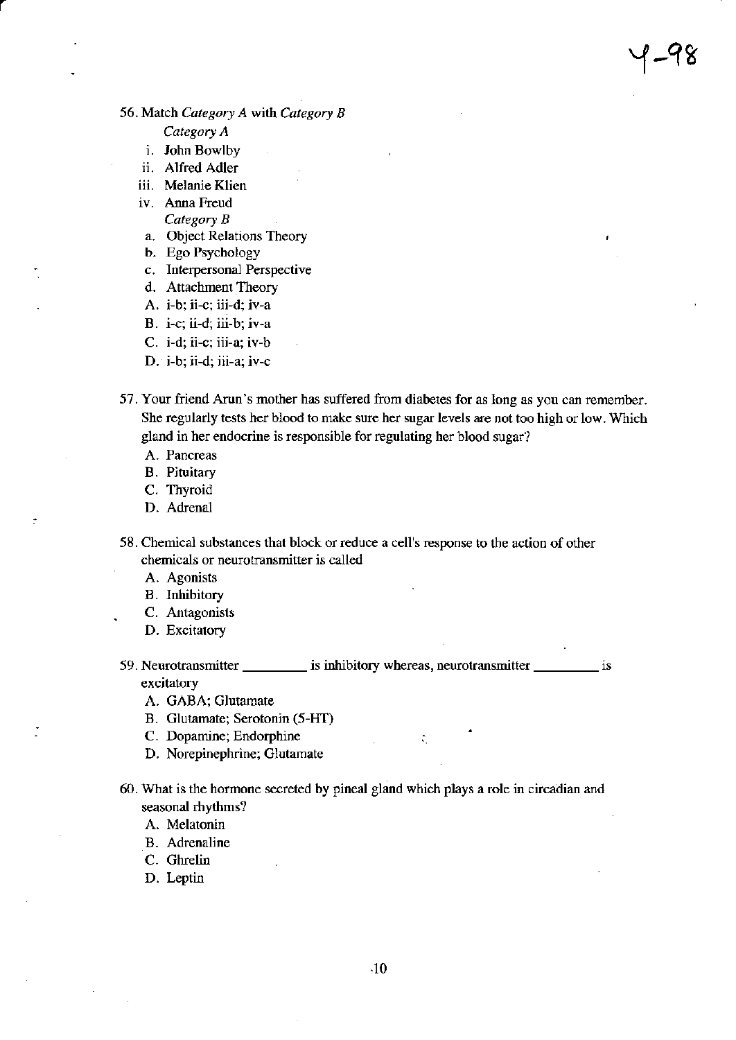56. Match *Category A* with *Category B*

*Category A*

i. John Bowlby
ii. Alfred Adler
iii. Melanie Klien
iv. Anna Freud

*Category B*

a. Object Relations Theory
b. Ego Psychology
c. Interpersonal Perspective
d. Attachment Theory

A. i-b; ii-c; iii-d; iv-a
B. i-c; ii-d; iii-b; iv-a
C. i-d; ii-c; iii-a; iv-b
D. i-b; ii-d; iii-a; iv-c

57. Your friend Arun's mother has suffered from diabetes for as long as you can remember. She regularly tests her blood to make sure her sugar levels are not too high or low. Which gland in her endocrine is responsible for regulating her blood sugar?

A. Pancreas
B. Pituitary
C. Thyroid
D. Adrenal

58. Chemical substances that block or reduce a cell's response to the action of other chemicals or neurotransmitter is called

A. Agonists
B. Inhibitory
C. Antagonists
D. Excitatory

59. Neurotransmitter _________ is inhibitory whereas, neurotransmitter _________ is excitatory

A. GABA; Glutamate
B. Glutamate; Serotonin (5-HT)
C. Dopamine; Endorphine
D. Norepinephrine; Glutamate

60. What is the hormone secreted by pineal gland which plays a role in circadian and seasonal rhythms?

A. Melatonin
B. Adrenaline
C. Ghrelin
D. Leptin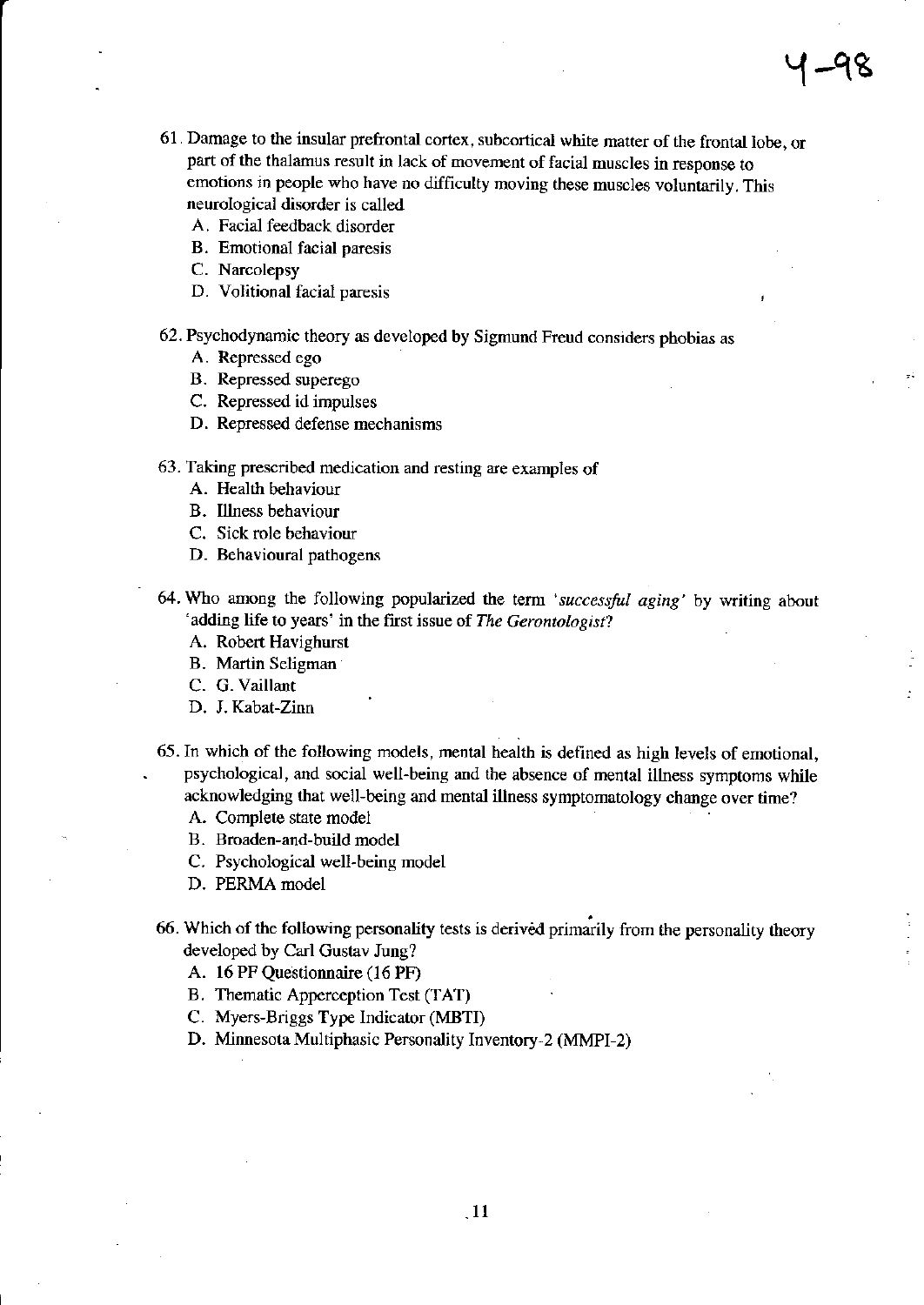4-98

61. Damage to the insular prefrontal cortex, subcortical white matter of the frontal lobe, or part of the thalamus result in lack of movement of facial muscles in response to emotions in people who have no difficulty moving these muscles voluntarily. This neurological disorder is called
    A. Facial feedback disorder
    B. Emotional facial paresis
    C. Narcolepsy
    D. Volitional facial paresis

62. Psychodynamic theory as developed by Sigmund Freud considers phobias as
    A. Repressed ego
    B. Repressed superego
    C. Repressed id impulses
    D. Repressed defense mechanisms

63. Taking prescribed medication and resting are examples of
    A. Health behaviour
    B. Illness behaviour
    C. Sick role behaviour
    D. Behavioural pathogens

64. Who among the following popularized the term '*successful aging*' by writing about 'adding life to years' in the first issue of *The Gerontologist*?
    A. Robert Havighurst
    B. Martin Seligman
    C. G. Vaillant
    D. J. Kabat-Zinn

65. In which of the following models, mental health is defined as high levels of emotional, psychological, and social well-being and the absence of mental illness symptoms while acknowledging that well-being and mental illness symptomatology change over time?
    A. Complete state model
    B. Broaden-and-build model
    C. Psychological well-being model
    D. PERMA model

66. Which of the following personality tests is derived primarily from the personality theory developed by Carl Gustav Jung?
    A. 16 PF Questionnaire (16 PF)
    B. Thematic Apperception Test (TAT)
    C. Myers-Briggs Type Indicator (MBTI)
    D. Minnesota Multiphasic Personality Inventory-2 (MMPI-2)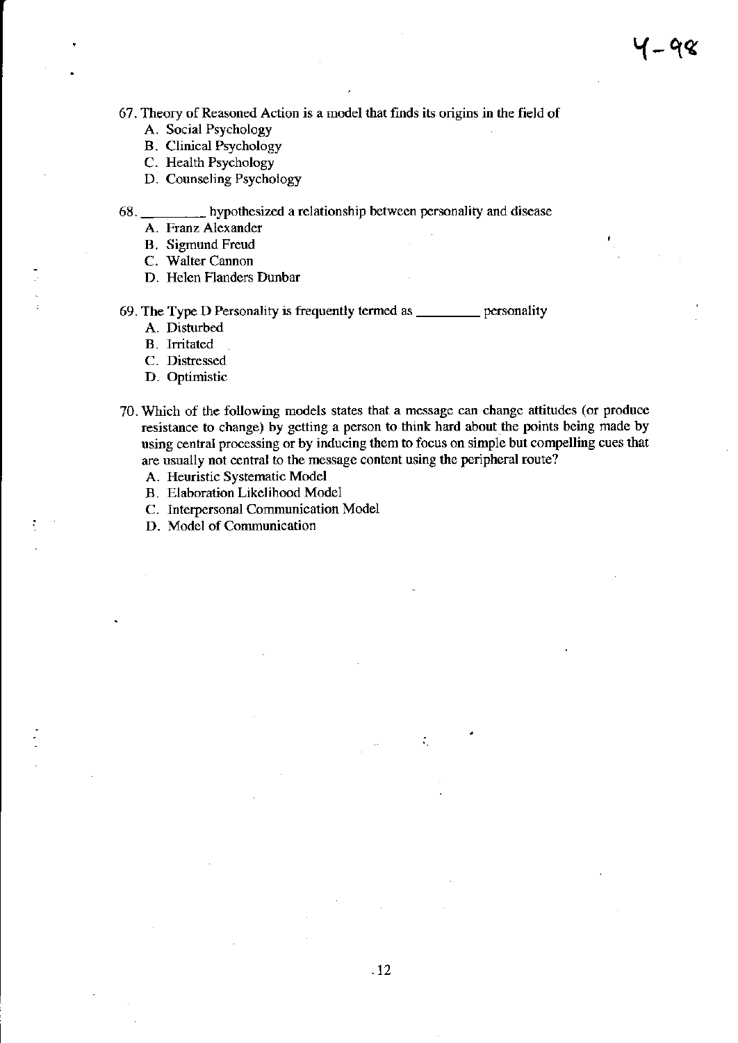67. Theory of Reasoned Action is a model that finds its origins in the field of
    - A. Social Psychology
    - B. Clinical Psychology
    - C. Health Psychology
    - D. Counseling Psychology

68. ________ hypothesized a relationship between personality and disease
    - A. Franz Alexander
    - B. Sigmund Freud
    - C. Walter Cannon
    - D. Helen Flanders Dunbar

69. The Type D Personality is frequently termed as ________ personality
    - A. Disturbed
    - B. Irritated
    - C. Distressed
    - D. Optimistic

70. Which of the following models states that a message can change attitudes (or produce resistance to change) by getting a person to think hard about the points being made by using central processing or by inducing them to focus on simple but compelling cues that are usually not central to the message content using the peripheral route?
    - A. Heuristic Systematic Model
    - B. Elaboration Likelihood Model
    - C. Interpersonal Communication Model
    - D. Model of Communication